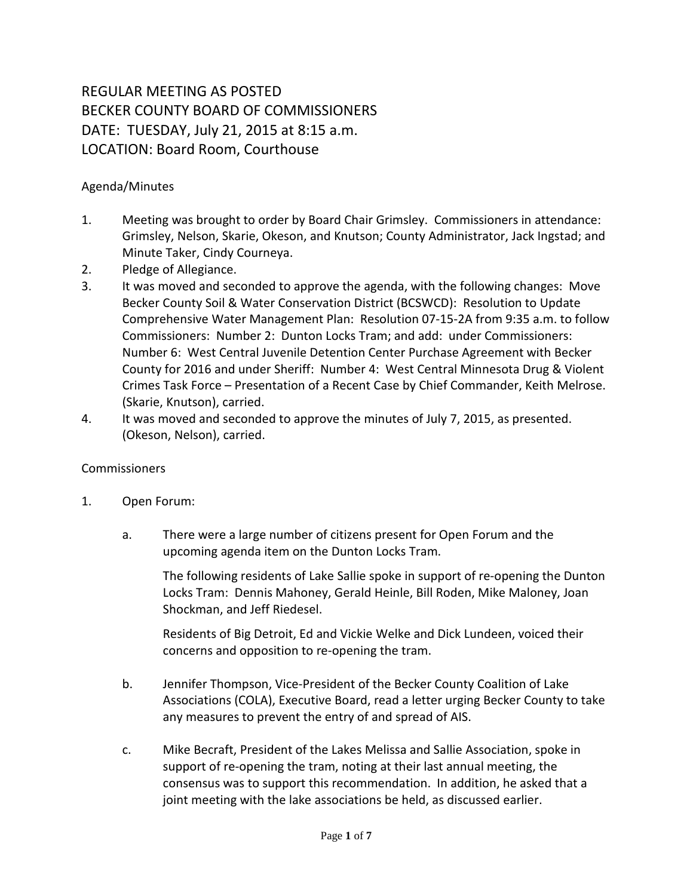# REGULAR MEETING AS POSTED
# BECKER COUNTY BOARD OF COMMISSIONERS
# DATE: TUESDAY, July 21, 2015 at 8:15 a.m.
# LOCATION: Board Room, Courthouse

Agenda/Minutes

1. Meeting was brought to order by Board Chair Grimsley. Commissioners in attendance: Grimsley, Nelson, Skarie, Okeson, and Knutson; County Administrator, Jack Ingstad; and Minute Taker, Cindy Courneya.
2. Pledge of Allegiance.
3. It was moved and seconded to approve the agenda, with the following changes: Move Becker County Soil & Water Conservation District (BCSWCD): Resolution to Update Comprehensive Water Management Plan: Resolution 07-15-2A from 9:35 a.m. to follow Commissioners: Number 2: Dunton Locks Tram; and add: under Commissioners: Number 6: West Central Juvenile Detention Center Purchase Agreement with Becker County for 2016 and under Sheriff: Number 4: West Central Minnesota Drug & Violent Crimes Task Force – Presentation of a Recent Case by Chief Commander, Keith Melrose. (Skarie, Knutson), carried.
4. It was moved and seconded to approve the minutes of July 7, 2015, as presented. (Okeson, Nelson), carried.

Commissioners

1. Open Forum:

   a. There were a large number of citizens present for Open Forum and the upcoming agenda item on the Dunton Locks Tram.

      The following residents of Lake Sallie spoke in support of re-opening the Dunton Locks Tram: Dennis Mahoney, Gerald Heinle, Bill Roden, Mike Maloney, Joan Shockman, and Jeff Riedesel.

      Residents of Big Detroit, Ed and Vickie Welke and Dick Lundeen, voiced their concerns and opposition to re-opening the tram.

   b. Jennifer Thompson, Vice-President of the Becker County Coalition of Lake Associations (COLA), Executive Board, read a letter urging Becker County to take any measures to prevent the entry of and spread of AIS.

   c. Mike Becraft, President of the Lakes Melissa and Sallie Association, spoke in support of re-opening the tram, noting at their last annual meeting, the consensus was to support this recommendation. In addition, he asked that a joint meeting with the lake associations be held, as discussed earlier.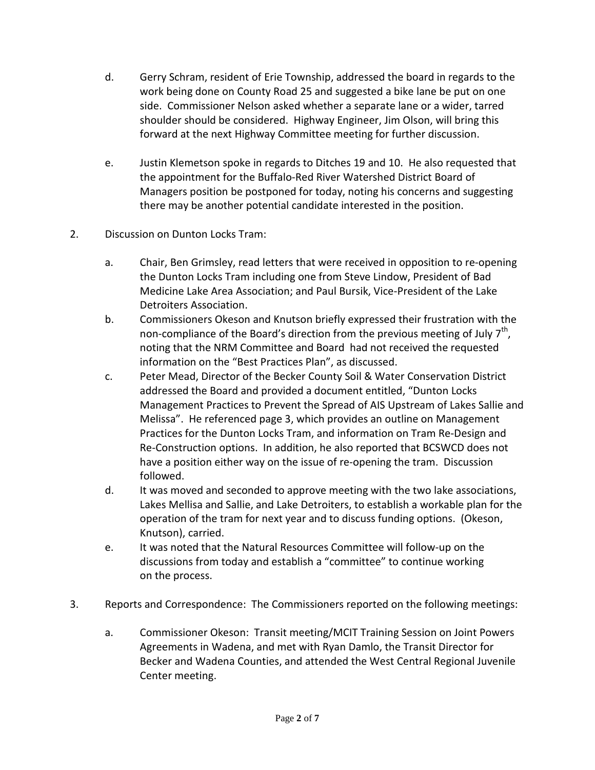d. Gerry Schram, resident of Erie Township, addressed the board in regards to the work being done on County Road 25 and suggested a bike lane be put on one side. Commissioner Nelson asked whether a separate lane or a wider, tarred shoulder should be considered. Highway Engineer, Jim Olson, will bring this forward at the next Highway Committee meeting for further discussion.

e. Justin Klemetson spoke in regards to Ditches 19 and 10. He also requested that the appointment for the Buffalo-Red River Watershed District Board of Managers position be postponed for today, noting his concerns and suggesting there may be another potential candidate interested in the position.

2. Discussion on Dunton Locks Tram:

   a. Chair, Ben Grimsley, read letters that were received in opposition to re-opening the Dunton Locks Tram including one from Steve Lindow, President of Bad Medicine Lake Area Association; and Paul Bursik, Vice-President of the Lake Detroiters Association.
   b. Commissioners Okeson and Knutson briefly expressed their frustration with the non-compliance of the Board's direction from the previous meeting of July 7th, noting that the NRM Committee and Board had not received the requested information on the "Best Practices Plan", as discussed.
   c. Peter Mead, Director of the Becker County Soil & Water Conservation District addressed the Board and provided a document entitled, "Dunton Locks Management Practices to Prevent the Spread of AIS Upstream of Lakes Sallie and Melissa". He referenced page 3, which provides an outline on Management Practices for the Dunton Locks Tram, and information on Tram Re-Design and Re-Construction options. In addition, he also reported that BCSWCD does not have a position either way on the issue of re-opening the tram. Discussion followed.
   d. It was moved and seconded to approve meeting with the two lake associations, Lakes Mellisa and Sallie, and Lake Detroiters, to establish a workable plan for the operation of the tram for next year and to discuss funding options. (Okeson, Knutson), carried.
   e. It was noted that the Natural Resources Committee will follow-up on the discussions from today and establish a "committee" to continue working on the process.

3. Reports and Correspondence: The Commissioners reported on the following meetings:

   a. Commissioner Okeson: Transit meeting/MCIT Training Session on Joint Powers Agreements in Wadena, and met with Ryan Damlo, the Transit Director for Becker and Wadena Counties, and attended the West Central Regional Juvenile Center meeting.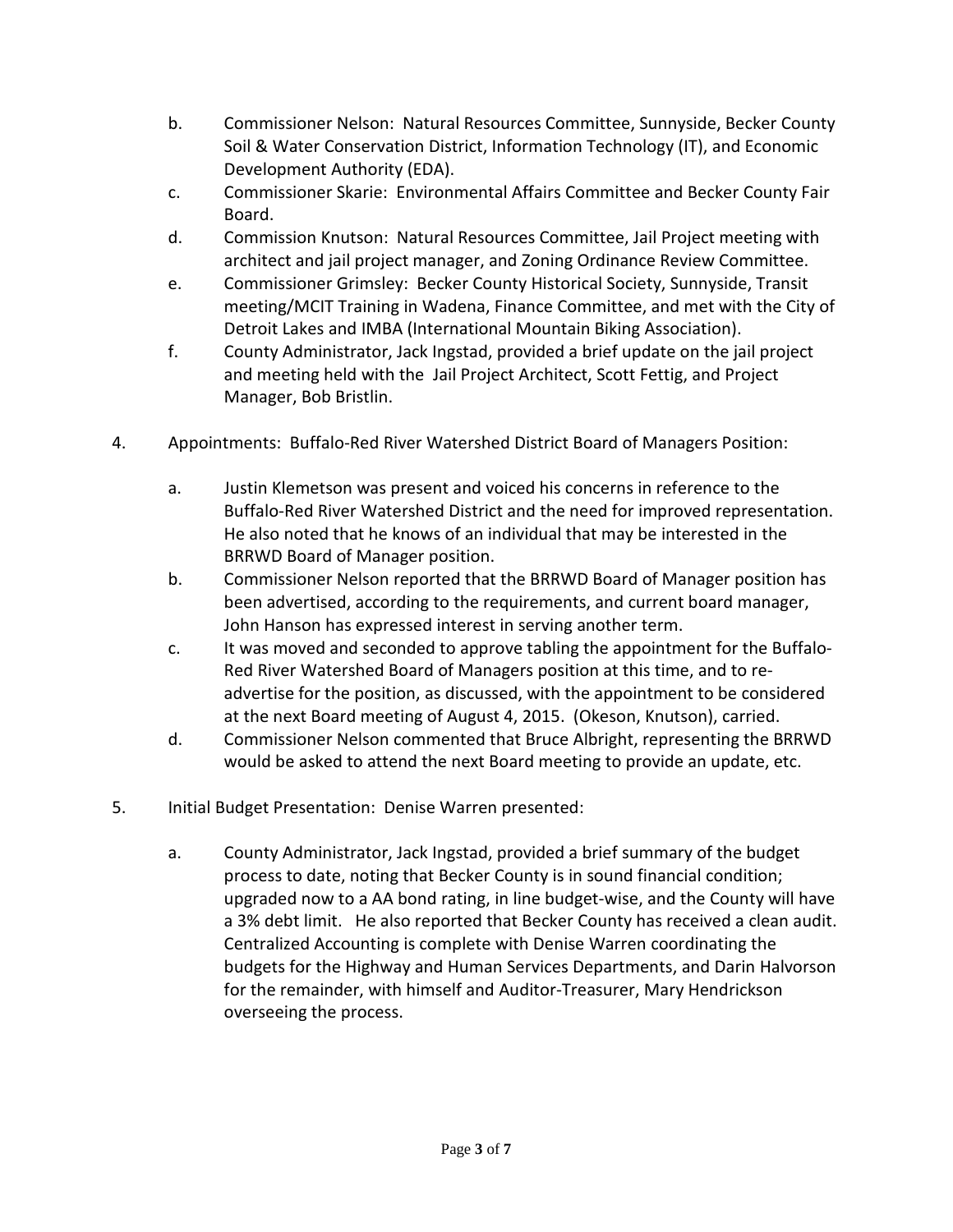b. Commissioner Nelson: Natural Resources Committee, Sunnyside, Becker County Soil & Water Conservation District, Information Technology (IT), and Economic Development Authority (EDA).

c. Commissioner Skarie: Environmental Affairs Committee and Becker County Fair Board.

d. Commission Knutson: Natural Resources Committee, Jail Project meeting with architect and jail project manager, and Zoning Ordinance Review Committee.

e. Commissioner Grimsley: Becker County Historical Society, Sunnyside, Transit meeting/MCIT Training in Wadena, Finance Committee, and met with the City of Detroit Lakes and IMBA (International Mountain Biking Association).

f. County Administrator, Jack Ingstad, provided a brief update on the jail project and meeting held with the Jail Project Architect, Scott Fettig, and Project Manager, Bob Bristlin.

4. Appointments: Buffalo-Red River Watershed District Board of Managers Position:

a. Justin Klemetson was present and voiced his concerns in reference to the Buffalo-Red River Watershed District and the need for improved representation. He also noted that he knows of an individual that may be interested in the BRRWD Board of Manager position.

b. Commissioner Nelson reported that the BRRWD Board of Manager position has been advertised, according to the requirements, and current board manager, John Hanson has expressed interest in serving another term.

c. It was moved and seconded to approve tabling the appointment for the Buffalo-Red River Watershed Board of Managers position at this time, and to re-advertise for the position, as discussed, with the appointment to be considered at the next Board meeting of August 4, 2015. (Okeson, Knutson), carried.

d. Commissioner Nelson commented that Bruce Albright, representing the BRRWD would be asked to attend the next Board meeting to provide an update, etc.

5. Initial Budget Presentation: Denise Warren presented:

a. County Administrator, Jack Ingstad, provided a brief summary of the budget process to date, noting that Becker County is in sound financial condition; upgraded now to a AA bond rating, in line budget-wise, and the County will have a 3% debt limit. He also reported that Becker County has received a clean audit. Centralized Accounting is complete with Denise Warren coordinating the budgets for the Highway and Human Services Departments, and Darin Halvorson for the remainder, with himself and Auditor-Treasurer, Mary Hendrickson overseeing the process.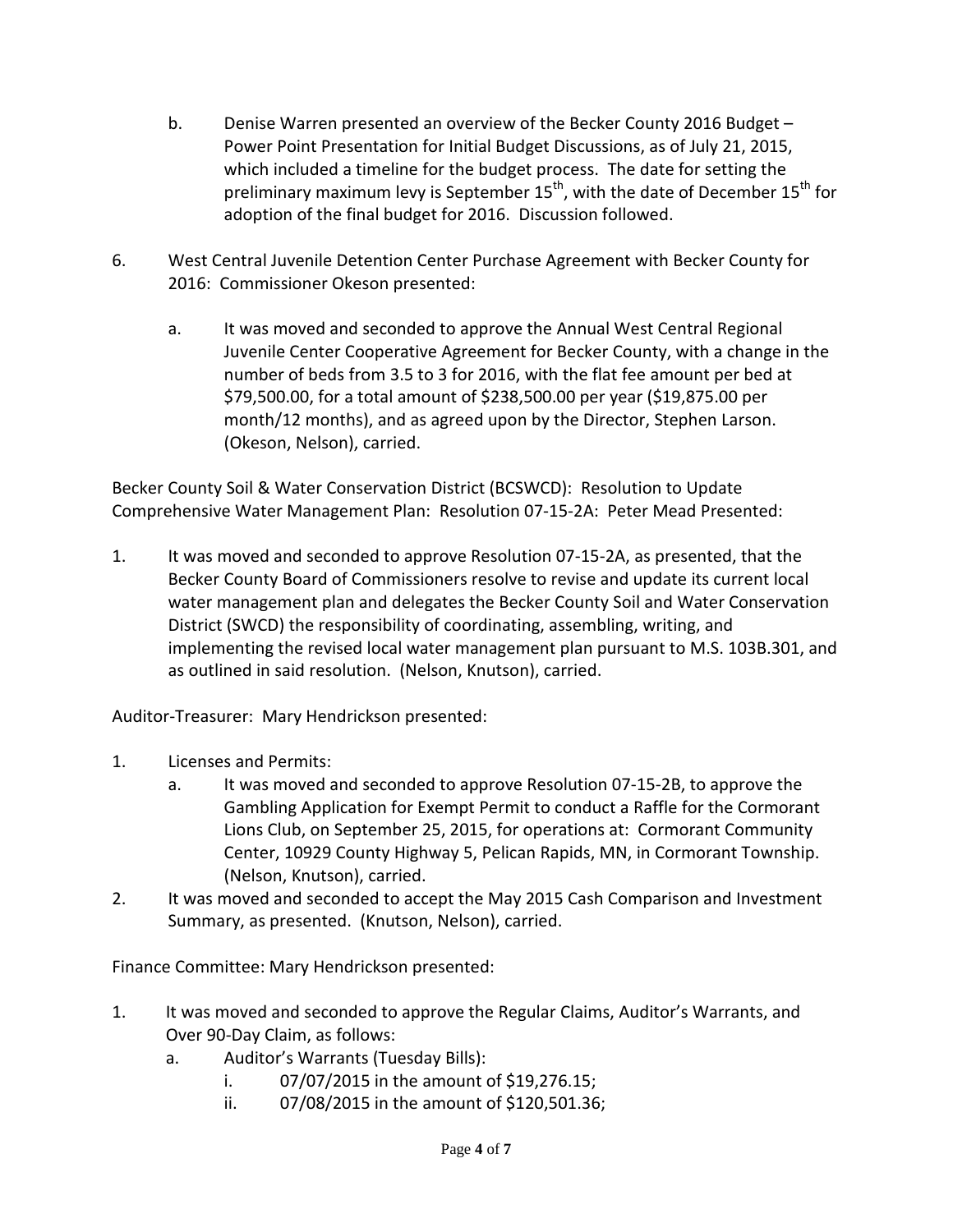b. Denise Warren presented an overview of the Becker County 2016 Budget – Power Point Presentation for Initial Budget Discussions, as of July 21, 2015, which included a timeline for the budget process. The date for setting the preliminary maximum levy is September 15th, with the date of December 15th for adoption of the final budget for 2016. Discussion followed.

6. West Central Juvenile Detention Center Purchase Agreement with Becker County for 2016: Commissioner Okeson presented:

   a. It was moved and seconded to approve the Annual West Central Regional Juvenile Center Cooperative Agreement for Becker County, with a change in the number of beds from 3.5 to 3 for 2016, with the flat fee amount per bed at $79,500.00, for a total amount of $238,500.00 per year ($19,875.00 per month/12 months), and as agreed upon by the Director, Stephen Larson. (Okeson, Nelson), carried.

Becker County Soil & Water Conservation District (BCSWCD): Resolution to Update Comprehensive Water Management Plan: Resolution 07-15-2A: Peter Mead Presented:

1. It was moved and seconded to approve Resolution 07-15-2A, as presented, that the Becker County Board of Commissioners resolve to revise and update its current local water management plan and delegates the Becker County Soil and Water Conservation District (SWCD) the responsibility of coordinating, assembling, writing, and implementing the revised local water management plan pursuant to M.S. 103B.301, and as outlined in said resolution. (Nelson, Knutson), carried.

Auditor-Treasurer: Mary Hendrickson presented:

1. Licenses and Permits:
   a. It was moved and seconded to approve Resolution 07-15-2B, to approve the Gambling Application for Exempt Permit to conduct a Raffle for the Cormorant Lions Club, on September 25, 2015, for operations at: Cormorant Community Center, 10929 County Highway 5, Pelican Rapids, MN, in Cormorant Township. (Nelson, Knutson), carried.
2. It was moved and seconded to accept the May 2015 Cash Comparison and Investment Summary, as presented. (Knutson, Nelson), carried.

Finance Committee: Mary Hendrickson presented:

1. It was moved and seconded to approve the Regular Claims, Auditor's Warrants, and Over 90-Day Claim, as follows:
   a. Auditor's Warrants (Tuesday Bills):
      i. 07/07/2015 in the amount of $19,276.15;
      ii. 07/08/2015 in the amount of $120,501.36;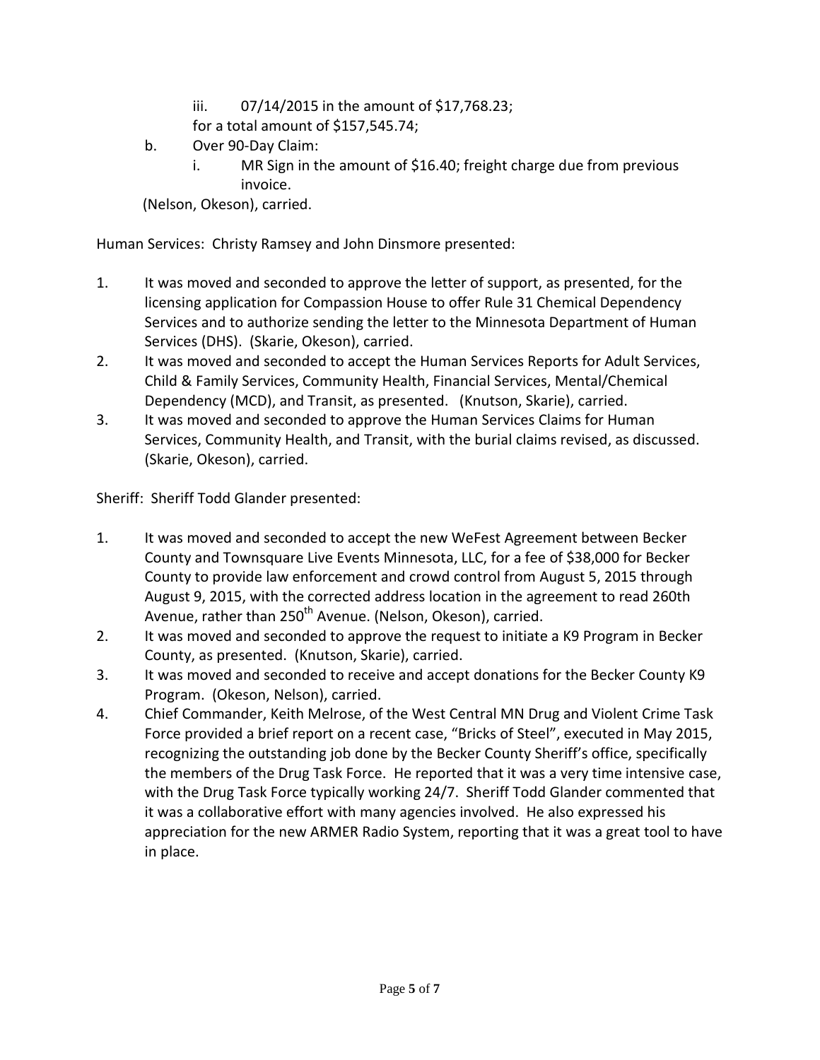iii. 07/14/2015 in the amount of $17,768.23;
   for a total amount of $157,545.74;

b. Over 90-Day Claim:
   i. MR Sign in the amount of $16.40; freight charge due from previous invoice.

(Nelson, Okeson), carried.

Human Services: Christy Ramsey and John Dinsmore presented:

1. It was moved and seconded to approve the letter of support, as presented, for the licensing application for Compassion House to offer Rule 31 Chemical Dependency Services and to authorize sending the letter to the Minnesota Department of Human Services (DHS). (Skarie, Okeson), carried.
2. It was moved and seconded to accept the Human Services Reports for Adult Services, Child & Family Services, Community Health, Financial Services, Mental/Chemical Dependency (MCD), and Transit, as presented. (Knutson, Skarie), carried.
3. It was moved and seconded to approve the Human Services Claims for Human Services, Community Health, and Transit, with the burial claims revised, as discussed. (Skarie, Okeson), carried.

Sheriff: Sheriff Todd Glander presented:

1. It was moved and seconded to accept the new WeFest Agreement between Becker County and Townsquare Live Events Minnesota, LLC, for a fee of $38,000 for Becker County to provide law enforcement and crowd control from August 5, 2015 through August 9, 2015, with the corrected address location in the agreement to read 260th Avenue, rather than 250th Avenue. (Nelson, Okeson), carried.
2. It was moved and seconded to approve the request to initiate a K9 Program in Becker County, as presented. (Knutson, Skarie), carried.
3. It was moved and seconded to receive and accept donations for the Becker County K9 Program. (Okeson, Nelson), carried.
4. Chief Commander, Keith Melrose, of the West Central MN Drug and Violent Crime Task Force provided a brief report on a recent case, "Bricks of Steel", executed in May 2015, recognizing the outstanding job done by the Becker County Sheriff's office, specifically the members of the Drug Task Force. He reported that it was a very time intensive case, with the Drug Task Force typically working 24/7. Sheriff Todd Glander commented that it was a collaborative effort with many agencies involved. He also expressed his appreciation for the new ARMER Radio System, reporting that it was a great tool to have in place.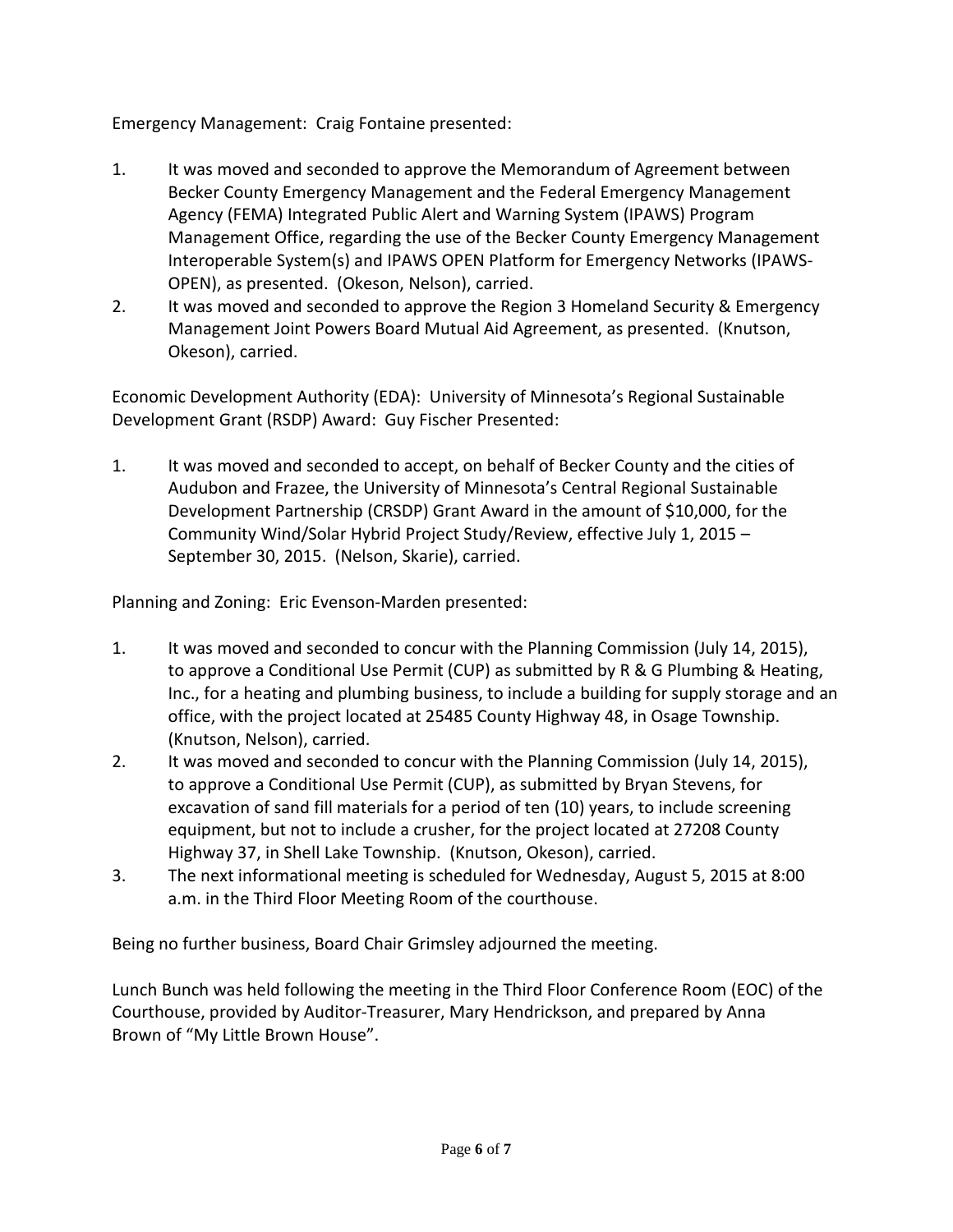Emergency Management: Craig Fontaine presented:

1. It was moved and seconded to approve the Memorandum of Agreement between Becker County Emergency Management and the Federal Emergency Management Agency (FEMA) Integrated Public Alert and Warning System (IPAWS) Program Management Office, regarding the use of the Becker County Emergency Management Interoperable System(s) and IPAWS OPEN Platform for Emergency Networks (IPAWS-OPEN), as presented. (Okeson, Nelson), carried.
2. It was moved and seconded to approve the Region 3 Homeland Security & Emergency Management Joint Powers Board Mutual Aid Agreement, as presented. (Knutson, Okeson), carried.

Economic Development Authority (EDA): University of Minnesota's Regional Sustainable Development Grant (RSDP) Award: Guy Fischer Presented:

1. It was moved and seconded to accept, on behalf of Becker County and the cities of Audubon and Frazee, the University of Minnesota's Central Regional Sustainable Development Partnership (CRSDP) Grant Award in the amount of $10,000, for the Community Wind/Solar Hybrid Project Study/Review, effective July 1, 2015 – September 30, 2015. (Nelson, Skarie), carried.

Planning and Zoning: Eric Evenson-Marden presented:

1. It was moved and seconded to concur with the Planning Commission (July 14, 2015), to approve a Conditional Use Permit (CUP) as submitted by R & G Plumbing & Heating, Inc., for a heating and plumbing business, to include a building for supply storage and an office, with the project located at 25485 County Highway 48, in Osage Township. (Knutson, Nelson), carried.
2. It was moved and seconded to concur with the Planning Commission (July 14, 2015), to approve a Conditional Use Permit (CUP), as submitted by Bryan Stevens, for excavation of sand fill materials for a period of ten (10) years, to include screening equipment, but not to include a crusher, for the project located at 27208 County Highway 37, in Shell Lake Township. (Knutson, Okeson), carried.
3. The next informational meeting is scheduled for Wednesday, August 5, 2015 at 8:00 a.m. in the Third Floor Meeting Room of the courthouse.

Being no further business, Board Chair Grimsley adjourned the meeting.

Lunch Bunch was held following the meeting in the Third Floor Conference Room (EOC) of the Courthouse, provided by Auditor-Treasurer, Mary Hendrickson, and prepared by Anna Brown of "My Little Brown House".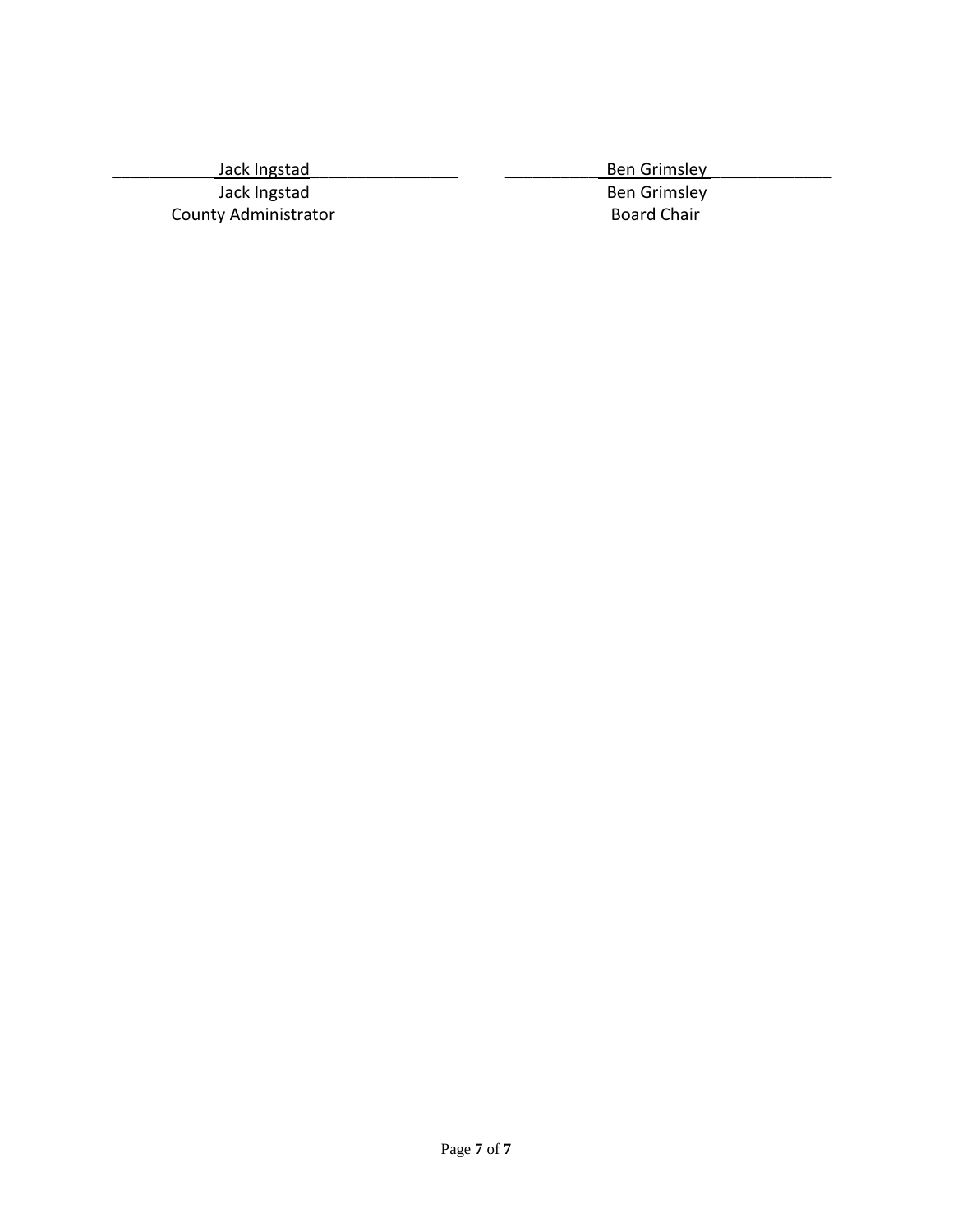| | |
|---|---|
| ___________Jack Ingstad________________ | ___________Ben Grimsley_____________ |
| Jack Ingstad | Ben Grimsley |
| County Administrator | Board Chair |